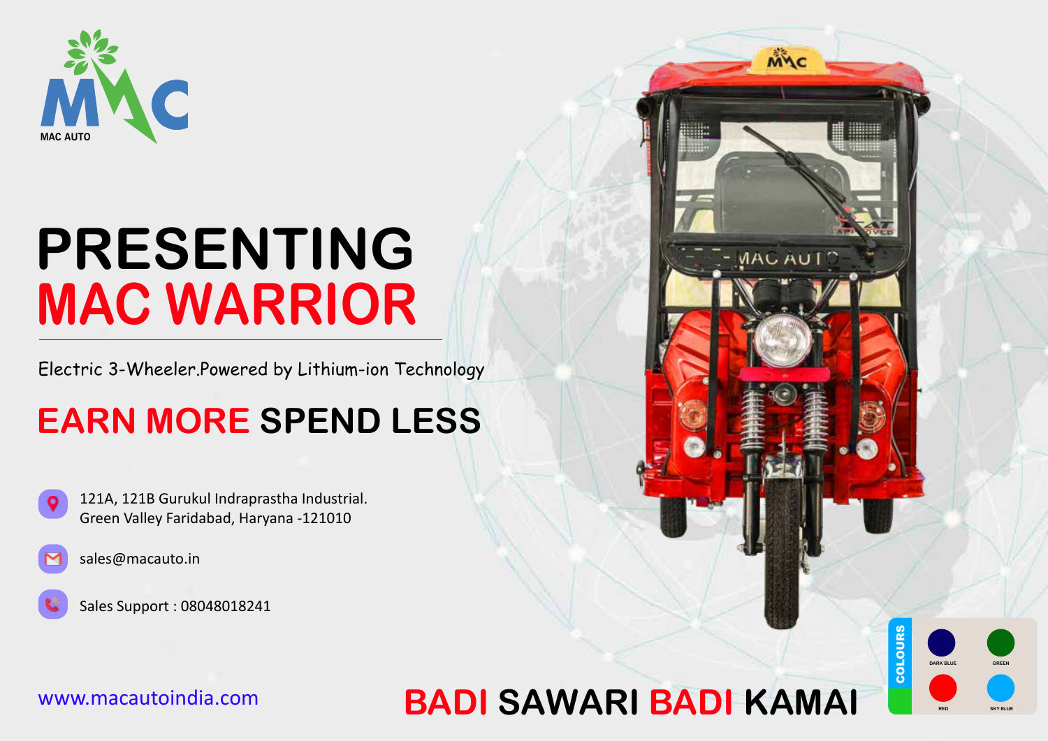MAC AUTO

# PRESENTING
# MAC WARRIOR

Electric 3-Wheeler.Powered by Lithium-ion Technology

## EARN MORE SPEND LESS

121A, 121B Gurukul Indraprastha Industrial.
Green Valley Faridabad, Haryana -121010

sales@macauto.in

Sales Support : 08048018241

www.macautoindia.com

## BADI SAWARI BADI KAMAI

**COLOURS**

- DARK BLUE
- GREEN
- RED
- SKY BLUE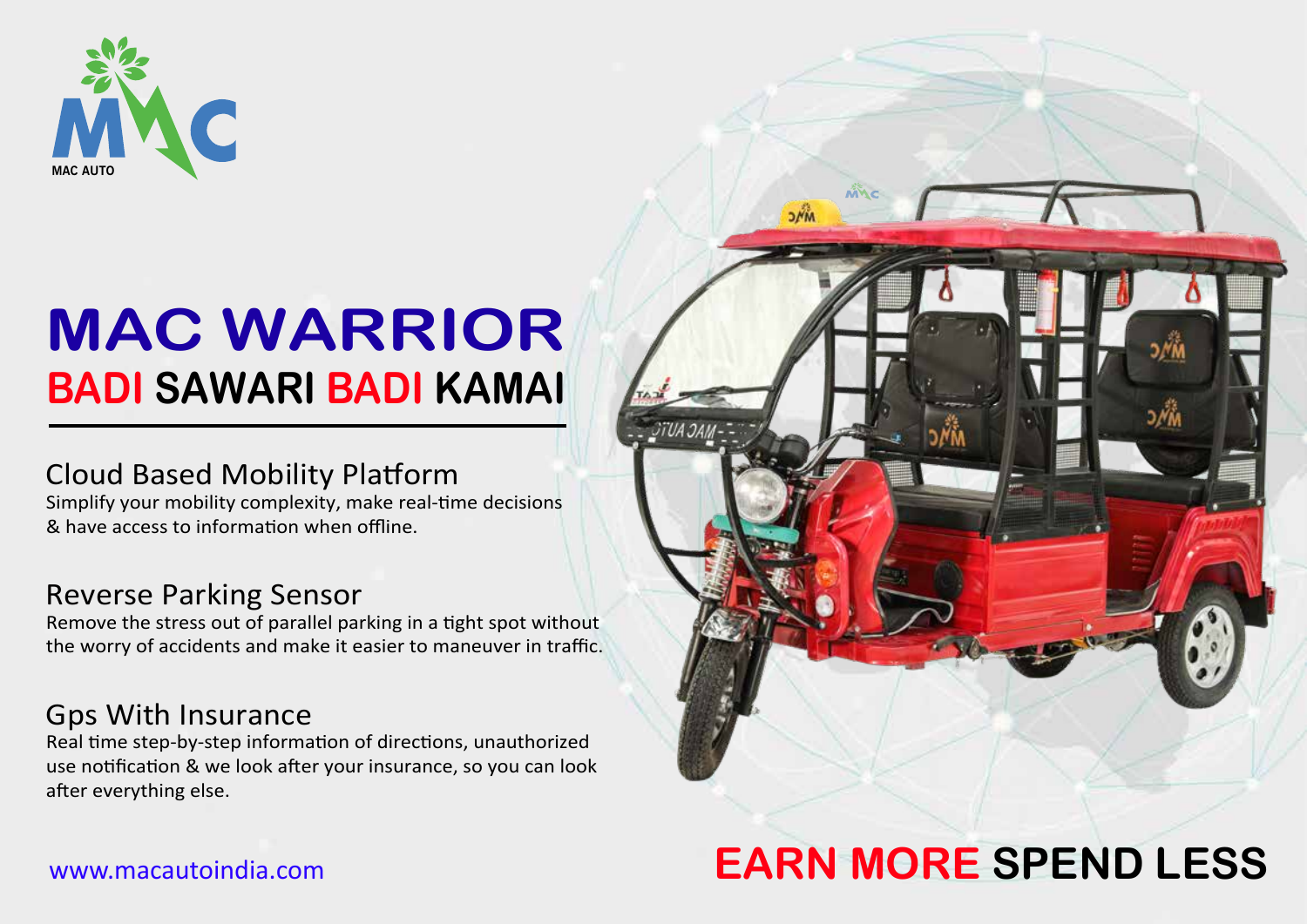MAC AUTO

# MAC WARRIOR

## BADI SAWARI BADI KAMAI

### Cloud Based Mobility Platform

Simplify your mobility complexity, make real-time decisions & have access to information when offline.

### Reverse Parking Sensor

Remove the stress out of parallel parking in a tight spot without the worry of accidents and make it easier to maneuver in traffic.

### Gps With Insurance

Real time step-by-step information of directions, unauthorized use notification & we look after your insurance, so you can look after everything else.

www.macautoindia.com

**EARN MORE SPEND LESS**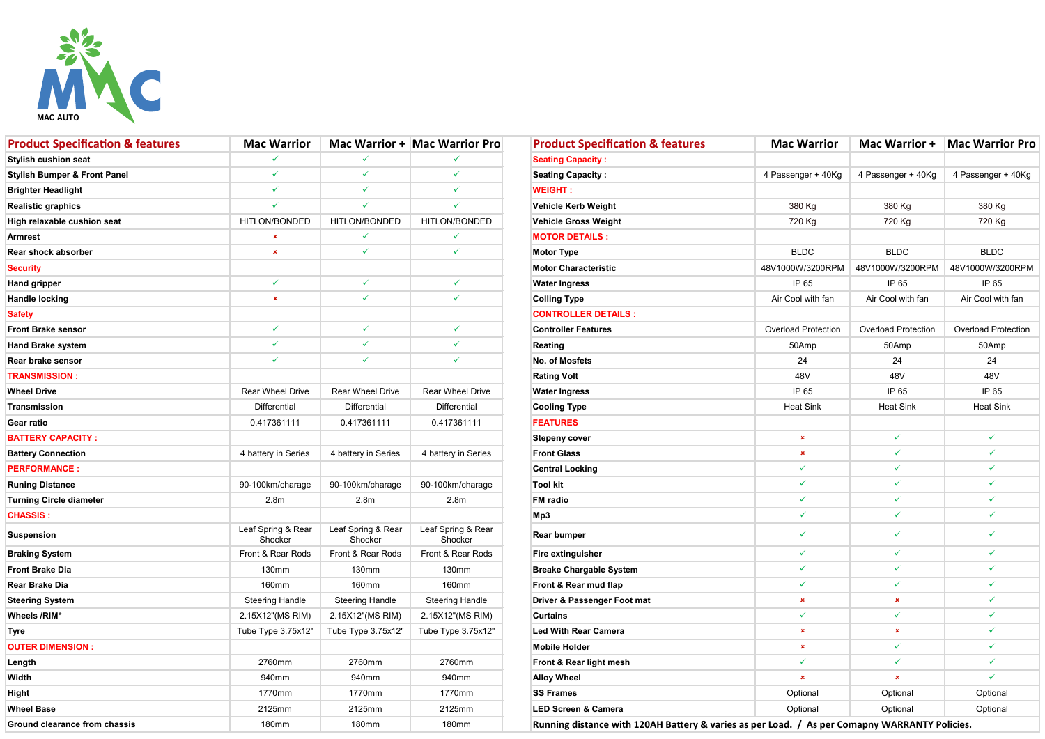MAC AUTO

| Product Specification & features | Mac Warrior | Mac Warrior + | Mac Warrior Pro |
|---|---|---|---|
| Stylish cushion seat | ✓ | ✓ | ✓ |
| Stylish Bumper & Front Panel | ✓ | ✓ | ✓ |
| Brighter Headlight | ✓ | ✓ | ✓ |
| Realistic graphics | ✓ | ✓ | ✓ |
| High relaxable cushion seat | HITLON/BONDED | HITLON/BONDED | HITLON/BONDED |
| Armrest | × | ✓ | ✓ |
| Rear shock absorber | × | ✓ | ✓ |
| **Security** | | | |
| Hand gripper | ✓ | ✓ | ✓ |
| Handle locking | × | ✓ | ✓ |
| **Safety** | | | |
| Front Brake sensor | ✓ | ✓ | ✓ |
| Hand Brake system | ✓ | ✓ | ✓ |
| Rear brake sensor | ✓ | ✓ | ✓ |
| **TRANSMISSION :** | | | |
| Wheel Drive | Rear Wheel Drive | Rear Wheel Drive | Rear Wheel Drive |
| Transmission | Differential | Differential | Differential |
| Gear ratio | 0.417361111 | 0.417361111 | 0.417361111 |
| **BATTERY CAPACITY :** | | | |
| Battery Connection | 4 battery in Series | 4 battery in Series | 4 battery in Series |
| **PERFORMANCE :** | | | |
| Runing Distance | 90-100km/charage | 90-100km/charage | 90-100km/charage |
| Turning Circle diameter | 2.8m | 2.8m | 2.8m |
| **CHASSIS :** | | | |
| Suspension | Leaf Spring & Rear Shocker | Leaf Spring & Rear Shocker | Leaf Spring & Rear Shocker |
| Braking System | Front & Rear Rods | Front & Rear Rods | Front & Rear Rods |
| Front Brake Dia | 130mm | 130mm | 130mm |
| Rear Brake Dia | 160mm | 160mm | 160mm |
| Steering System | Steering Handle | Steering Handle | Steering Handle |
| Wheels /RIM* | 2.15X12"(MS RIM) | 2.15X12"(MS RIM) | 2.15X12"(MS RIM) |
| Tyre | Tube Type 3.75x12" | Tube Type 3.75x12" | Tube Type 3.75x12" |
| **OUTER DIMENSION :** | | | |
| Length | 2760mm | 2760mm | 2760mm |
| Width | 940mm | 940mm | 940mm |
| Hight | 1770mm | 1770mm | 1770mm |
| Wheel Base | 2125mm | 2125mm | 2125mm |
| Ground clearance from chassis | 180mm | 180mm | 180mm |

| Product Specification & features | Mac Warrior | Mac Warrior + | Mac Warrior Pro |
|---|---|---|---|
| **Seating Capacity :** | | | |
| Seating Capacity : | 4 Passenger + 40Kg | 4 Passenger + 40Kg | 4 Passenger + 40Kg |
| **WEIGHT :** | | | |
| Vehicle Kerb Weight | 380 Kg | 380 Kg | 380 Kg |
| Vehicle Gross Weight | 720 Kg | 720 Kg | 720 Kg |
| **MOTOR DETAILS :** | | | |
| Motor Type | BLDC | BLDC | BLDC |
| Motor Characteristic | 48V1000W/3200RPM | 48V1000W/3200RPM | 48V1000W/3200RPM |
| Water Ingress | IP 65 | IP 65 | IP 65 |
| Colling Type | Air Cool with fan | Air Cool with fan | Air Cool with fan |
| **CONTROLLER DETAILS :** | | | |
| Controller Features | Overload Protection | Overload Protection | Overload Protection |
| Reating | 50Amp | 50Amp | 50Amp |
| No. of Mosfets | 24 | 24 | 24 |
| Rating Volt | 48V | 48V | 48V |
| Water Ingress | IP 65 | IP 65 | IP 65 |
| Cooling Type | Heat Sink | Heat Sink | Heat Sink |
| **FEATURES** | | | |
| Stepeny cover | × | ✓ | ✓ |
| Front Glass | × | ✓ | ✓ |
| Central Locking | ✓ | ✓ | ✓ |
| Tool kit | ✓ | ✓ | ✓ |
| FM radio | ✓ | ✓ | ✓ |
| Mp3 | ✓ | ✓ | ✓ |
| Rear bumper | ✓ | ✓ | ✓ |
| Fire extinguisher | ✓ | ✓ | ✓ |
| Breake Chargable System | ✓ | ✓ | ✓ |
| Front & Rear mud flap | ✓ | ✓ | ✓ |
| Driver & Passenger Foot mat | × | × | ✓ |
| Curtains | ✓ | ✓ | ✓ |
| Led With Rear Camera | × | × | ✓ |
| Mobile Holder | × | ✓ | ✓ |
| Front & Rear light mesh | ✓ | ✓ | ✓ |
| Alloy Wheel | × | × | ✓ |
| SS Frames | Optional | Optional | Optional |
| LED Screen & Camera | Optional | Optional | Optional |

**Running distance with 120AH Battery & varies as per Load. / As per Comapny WARRANTY Policies.**